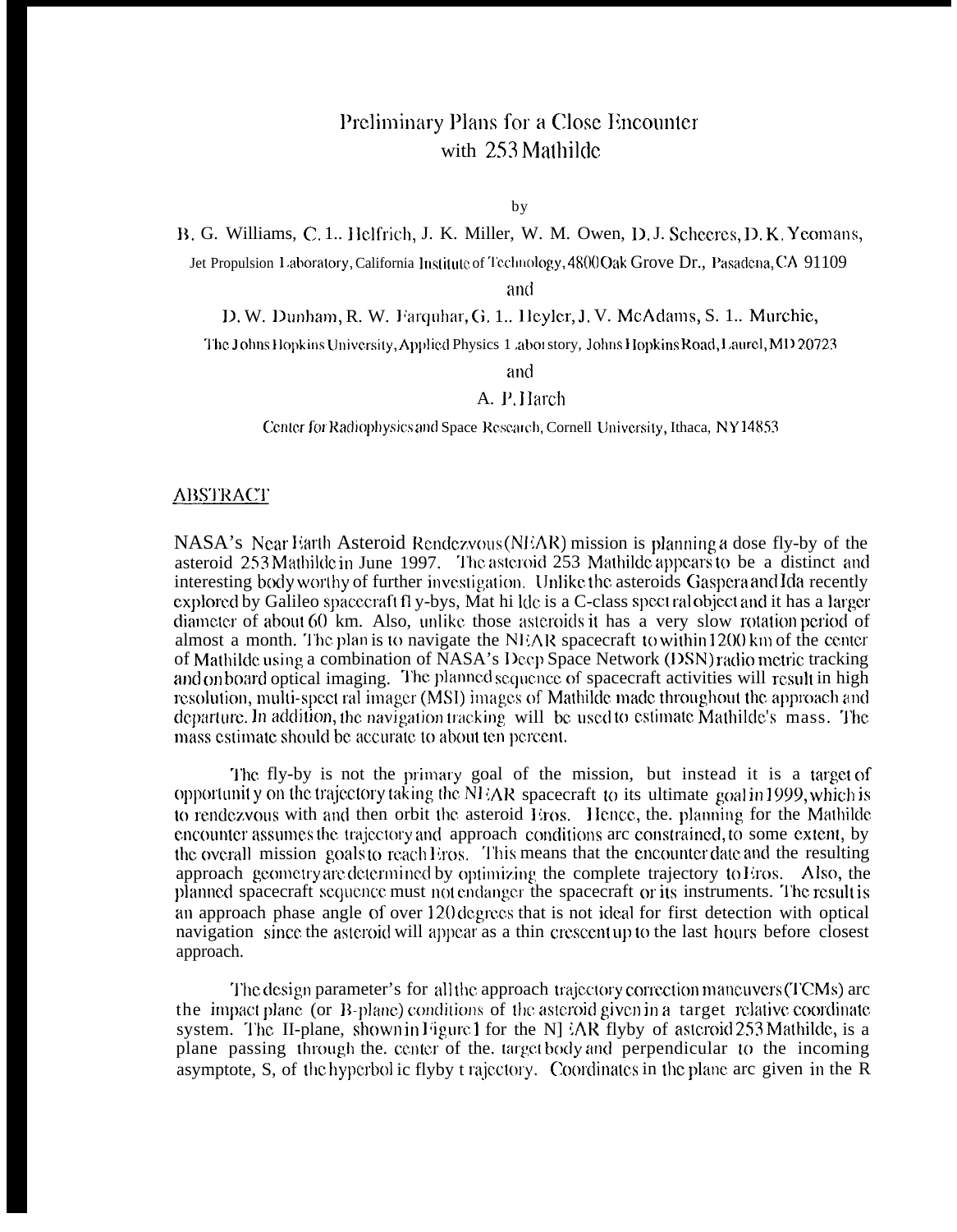# Preliminary Plans for a Close Encounter with 253 Mathilde

by

B. G. Williams, C. L. Helfrich, J. K. Miller, W. M. Owen, D. J. Scheeres, D. K. Yeomans,

Jet Propulsion Laboratory, California Institute of Technology, 4800 Oak Grove Dr., Pasadena, CA 91109

and

D. W. Dunham, R. W. Farquhar, G. L. Heyler, J. V. McAdams, S. L. Murchie,

The Johns Hopkins University, Applied Physics Laboratory, Johns Hopkins Road, Laurel, MD 20723

and

A. P. Harch

Center for Radiophysics and Space Research, Cornell University, Ithaca, NY 14853

## ABSTRACT

NASA's Near Earth Asteroid Rendezvous (NEAR) mission is planning a dose fly-by of the asteroid 253 Mathilde in June 1997. The asteroid 253 Mathilde appears to be a distinct and interesting body worthy of further investigation. Unlike the asteroids Gaspera and Ida recently explored by Galileo spacecraft fly-bys, Mathilde is a C-class spectral object and it has a larger diameter of about 60 km. Also, unlike those asteroids it has a very slow rotation period of almost a month. The plan is to navigate the NEAR spacecraft to within 1200 km of the center of Mathilde using a combination of NASA's Deep Space Network (DSN) radio metric tracking and onboard optical imaging. The planned sequence of spacecraft activities will result in high resolution, multi-spectral imager (MSI) images of Mathilde made throughout the approach and departure. In addition, the navigation tracking will be used to estimate Mathilde's mass. The mass estimate should be accurate to about ten percent.

The fly-by is not the primary goal of the mission, but instead it is a target of opportunity on the trajectory taking the NEAR spacecraft to its ultimate goal in 1999, which is to rendezvous with and then orbit the asteroid Eros. Hence, the planning for the Mathilde encounter assumes the trajectory and approach conditions are constrained, to some extent, by the overall mission goals to reach Eros. This means that the encounter date and the resulting approach geometry are determined by optimizing the complete trajectory to Eros. Also, the planned spacecraft sequence must not endanger the spacecraft or its instruments. The result is an approach phase angle of over 120 degrees that is not ideal for first detection with optical navigation since the asteroid will appear as a thin crescent up to the last hours before closest approach.

The design parameter's for all the approach trajectory correction maneuvers (TCMs) are the impact plane (or B-plane) conditions of the asteroid given in a target relative coordinate system. The B-plane, shown in Figure 1 for the NEAR flyby of asteroid 253 Mathilde, is a plane passing through the center of the target body and perpendicular to the incoming asymptote, S, of the hyperbolic flyby trajectory. Coordinates in the plane are given in the R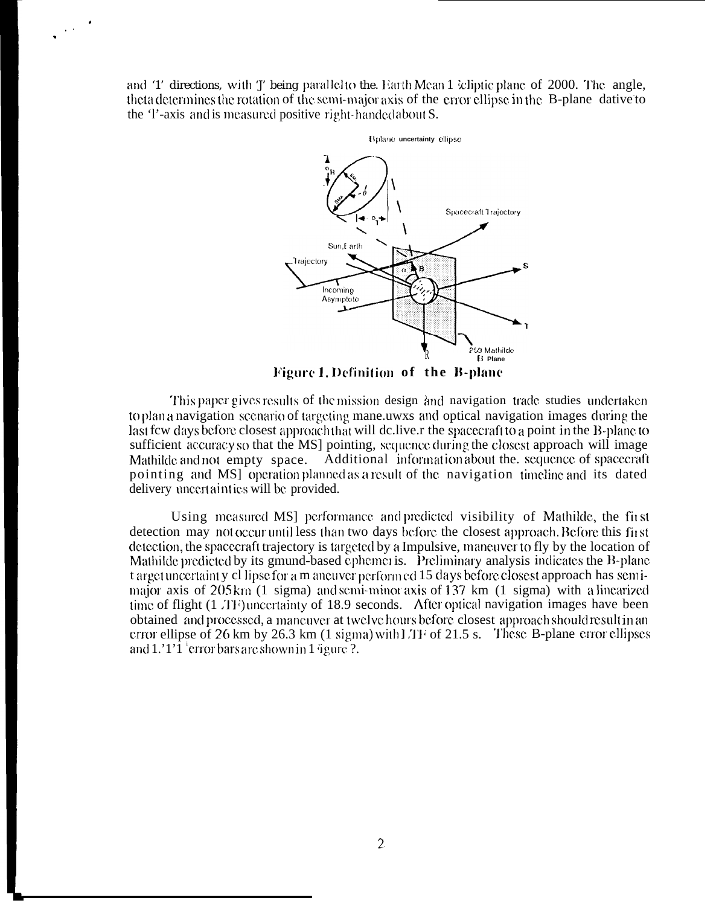and 'T' directions, with 'T' being parallel to the Earth Mean Ecliptic plane of 2000. The angle, theta determines the rotation of the semi-major axis of the error ellipse in the B-plane relative to the 'T'-axis and is measured positive right-handed about S.

Figure 1. Definition of the B-plane

This paper gives results of the mission design and navigation trade studies undertaken to plan a navigation scenario of targeting maneuvers and optical navigation images during the last few days before closest approach that will deliver the spacecraft to a point in the B-plane to sufficient accuracy so that the MSI pointing sequence during the closest approach will image Mathilde and not empty space. Additional information about the sequence of spacecraft pointing and MSI operation planned as a result of the navigation timeline and its dated delivery uncertainties will be provided.

Using measured MSI performance and predicted visibility of Mathilde, the first detection may not occur until less than two days before the closest approach. Before this first detection, the spacecraft trajectory is targeted by a Impulsive maneuver to fly by the location of Mathilde predicted by its ground-based ephemeris. Preliminary analysis indicates the B-plane target uncertainty ellipse for a maneuver performed 15 days before closest approach has semi-major axis of 205 km (1 sigma) and semi-minor axis of 137 km (1 sigma) with a linearized time of flight (LTF) uncertainty of 18.9 seconds. After optical navigation images have been obtained and processed, a maneuver at twelve hours before closest approach should result in an error ellipse of 26 km by 26.3 km (1 sigma) with LTF of 21.5 s. These B-plane error ellipses and LTF error bars are shown in Figure ?.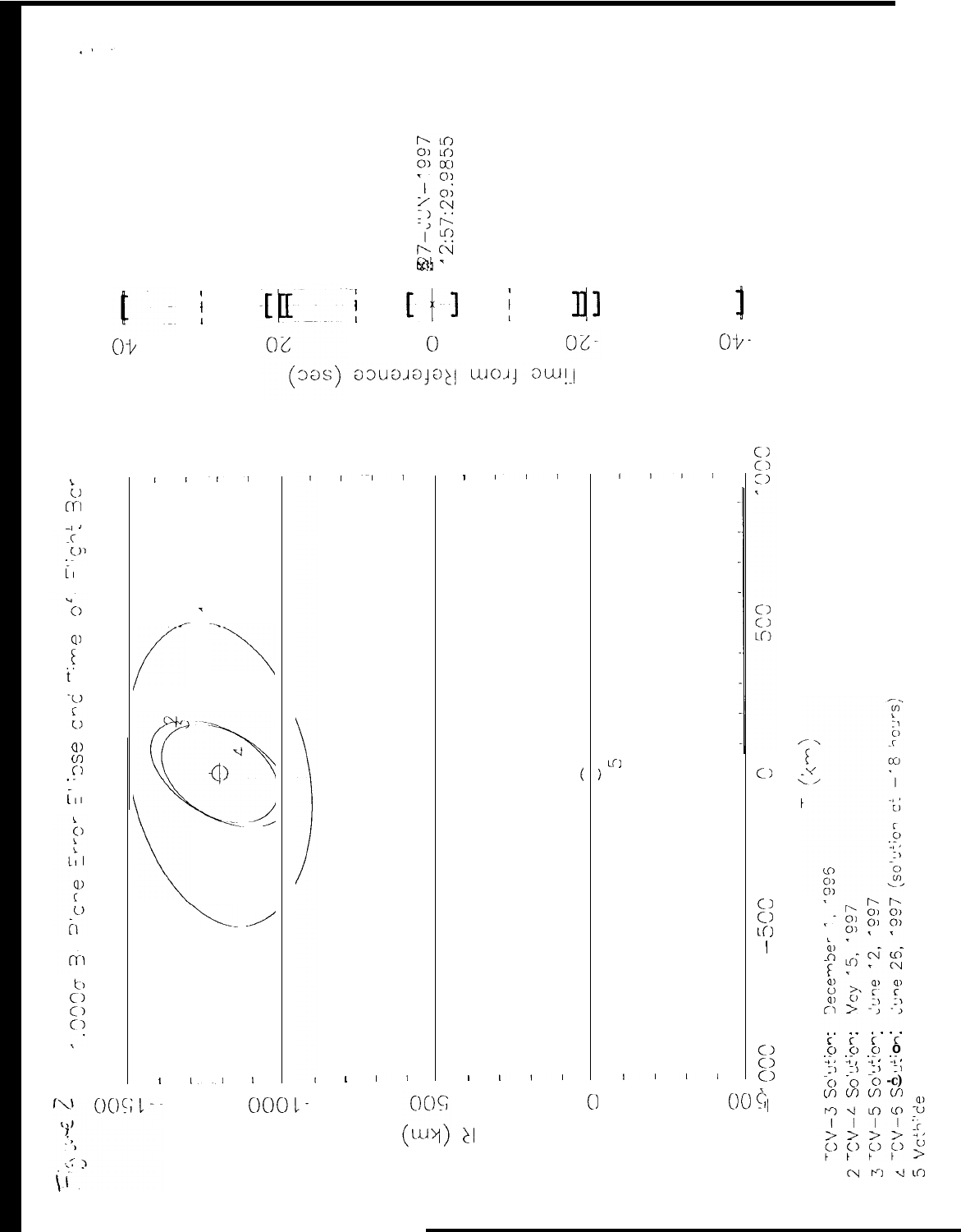Figure 2

1.000σ B-Plane Error Ellipse and Time of Flight Bar

R (km)

-1500

-1000

-500

0

500

-1000

-500

0

500

1000

T (km)

Time from Reference (sec)

40

20

0

-20

-40

27-JUN-1997
12:57:29.9855

1 TCV-3 Solution: December 1, 1995
2 TCV-4 Solution: May 15, 1997
3 TCV-5 Solution: June 12, 1997
4 TCV-6 Solution: June 26, 1997 (solution at ~18 hours)
5 Mathilde